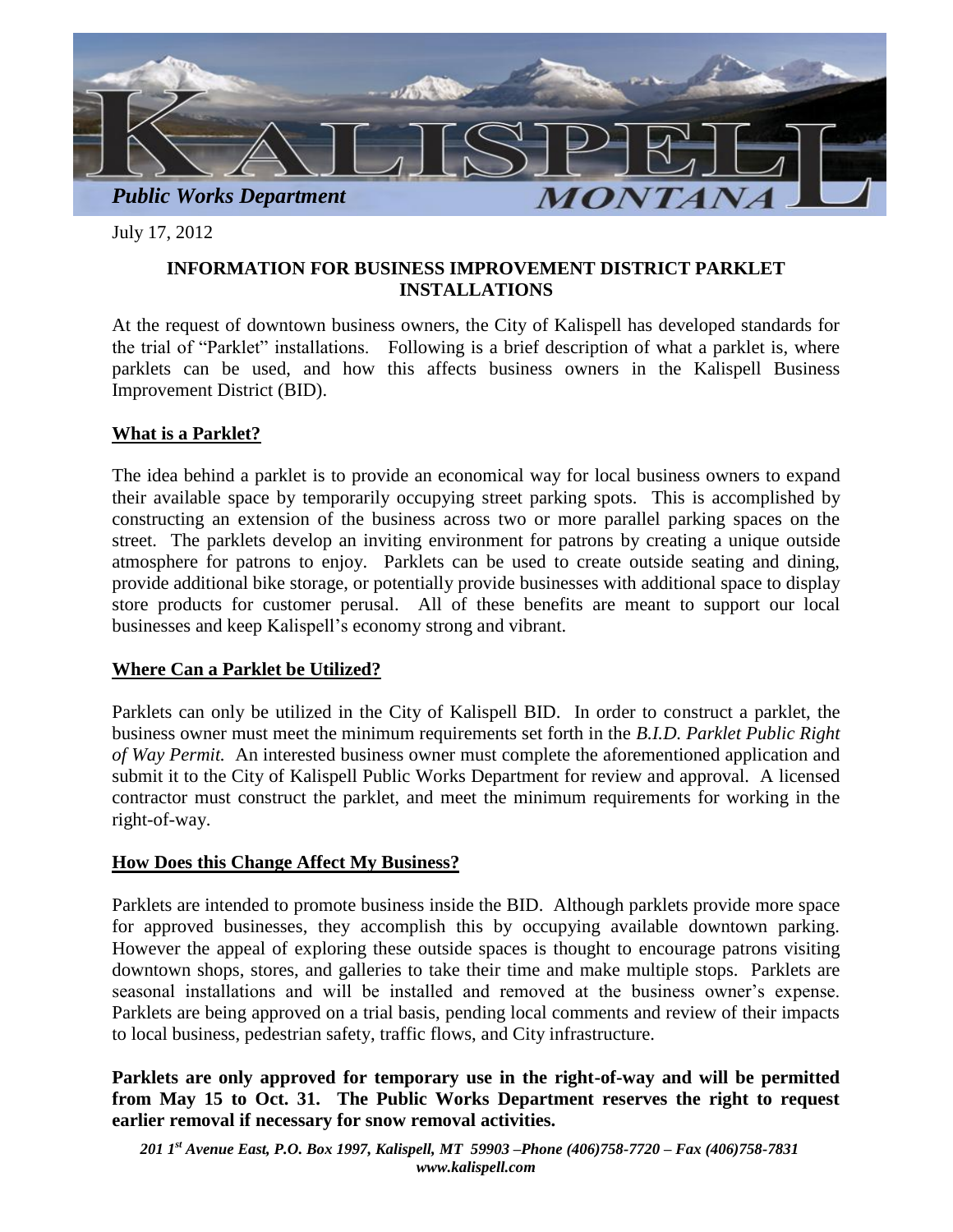Public Works Department

KALISPELL MONTANA

July 17, 2012

**INFORMATION FOR BUSINESS IMPROVEMENT DISTRICT PARKLET INSTALLATIONS**

At the request of downtown business owners, the City of Kalispell has developed standards for the trial of "Parklet" installations. Following is a brief description of what a parklet is, where parklets can be used, and how this affects business owners in the Kalispell Business Improvement District (BID).

## What is a Parklet?

The idea behind a parklet is to provide an economical way for local business owners to expand their available space by temporarily occupying street parking spots. This is accomplished by constructing an extension of the business across two or more parallel parking spaces on the street. The parklets develop an inviting environment for patrons by creating a unique outside atmosphere for patrons to enjoy. Parklets can be used to create outside seating and dining, provide additional bike storage, or potentially provide businesses with additional space to display store products for customer perusal. All of these benefits are meant to support our local businesses and keep Kalispell's economy strong and vibrant.

## Where Can a Parklet be Utilized?

Parklets can only be utilized in the City of Kalispell BID. In order to construct a parklet, the business owner must meet the minimum requirements set forth in the *B.I.D. Parklet Public Right of Way Permit.* An interested business owner must complete the aforementioned application and submit it to the City of Kalispell Public Works Department for review and approval. A licensed contractor must construct the parklet, and meet the minimum requirements for working in the right-of-way.

## How Does this Change Affect My Business?

Parklets are intended to promote business inside the BID. Although parklets provide more space for approved businesses, they accomplish this by occupying available downtown parking. However the appeal of exploring these outside spaces is thought to encourage patrons visiting downtown shops, stores, and galleries to take their time and make multiple stops. Parklets are seasonal installations and will be installed and removed at the business owner's expense. Parklets are being approved on a trial basis, pending local comments and review of their impacts to local business, pedestrian safety, traffic flows, and City infrastructure.

**Parklets are only approved for temporary use in the right-of-way and will be permitted from May 15 to Oct. 31. The Public Works Department reserves the right to request earlier removal if necessary for snow removal activities.**

*201 1st Avenue East, P.O. Box 1997, Kalispell, MT 59903 –Phone (406)758-7720 – Fax (406)758-7831*
*www.kalispell.com*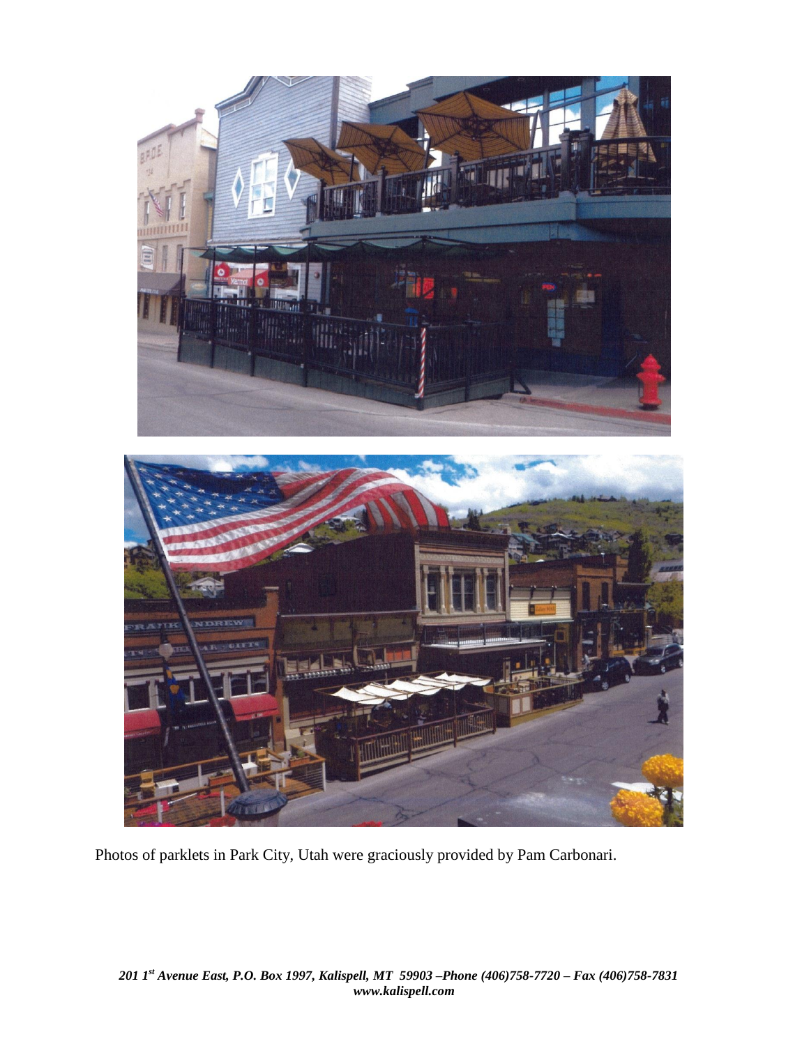Photos of parklets in Park City, Utah were graciously provided by Pam Carbonari.